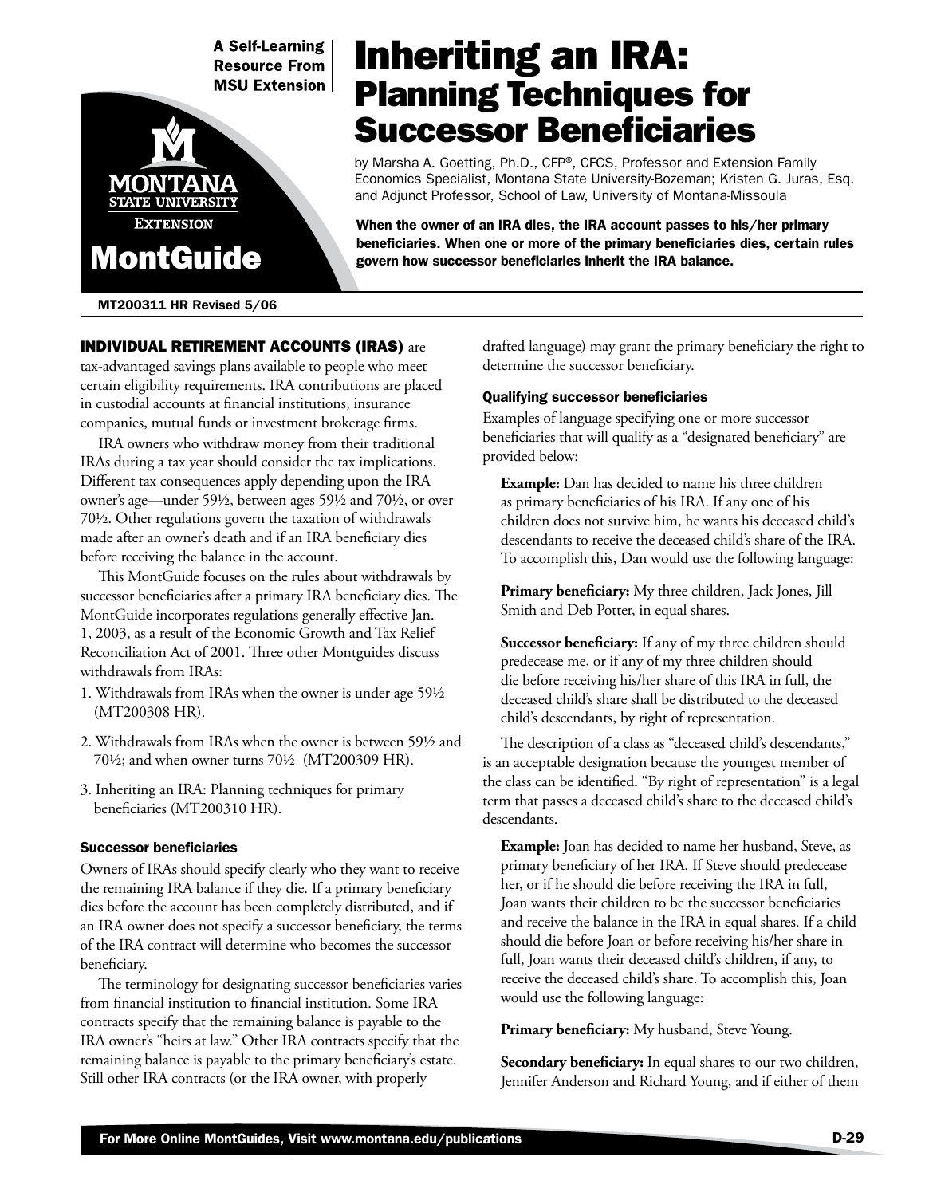A Self-Learning Resource From MSU Extension

MontGuide

# Inheriting an IRA: Planning Techniques for Successor Beneficiaries

by Marsha A. Goetting, Ph.D., CFP®, CFCS, Professor and Extension Family Economics Specialist, Montana State University-Bozeman; Kristen G. Juras, Esq. and Adjunct Professor, School of Law, University of Montana-Missoula

**When the owner of an IRA dies, the IRA account passes to his/her primary beneficiaries. When one or more of the primary beneficiaries dies, certain rules govern how successor beneficiaries inherit the IRA balance.**

MT200311 HR Revised 5/06

**INDIVIDUAL RETIREMENT ACCOUNTS (IRAS)** are tax-advantaged savings plans available to people who meet certain eligibility requirements. IRA contributions are placed in custodial accounts at financial institutions, insurance companies, mutual funds or investment brokerage firms.

IRA owners who withdraw money from their traditional IRAs during a tax year should consider the tax implications. Different tax consequences apply depending upon the IRA owner's age—under 59½, between ages 59½ and 70½, or over 70½. Other regulations govern the taxation of withdrawals made after an owner's death and if an IRA beneficiary dies before receiving the balance in the account.

This MontGuide focuses on the rules about withdrawals by successor beneficiaries after a primary IRA beneficiary dies. The MontGuide incorporates regulations generally effective Jan. 1, 2003, as a result of the Economic Growth and Tax Relief Reconciliation Act of 2001. Three other Montguides discuss withdrawals from IRAs:

1. Withdrawals from IRAs when the owner is under age 59½ (MT200308 HR).
2. Withdrawals from IRAs when the owner is between 59½ and 70½; and when owner turns 70½ (MT200309 HR).
3. Inheriting an IRA: Planning techniques for primary beneficiaries (MT200310 HR).

### Successor beneficiaries

Owners of IRAs should specify clearly who they want to receive the remaining IRA balance if they die. If a primary beneficiary dies before the account has been completely distributed, and if an IRA owner does not specify a successor beneficiary, the terms of the IRA contract will determine who becomes the successor beneficiary.

The terminology for designating successor beneficiaries varies from financial institution to financial institution. Some IRA contracts specify that the remaining balance is payable to the IRA owner's "heirs at law." Other IRA contracts specify that the remaining balance is payable to the primary beneficiary's estate. Still other IRA contracts (or the IRA owner, with properly drafted language) may grant the primary beneficiary the right to determine the successor beneficiary.

### Qualifying successor beneficiaries

Examples of language specifying one or more successor beneficiaries that will qualify as a "designated beneficiary" are provided below:

**Example:** Dan has decided to name his three children as primary beneficiaries of his IRA. If any one of his children does not survive him, he wants his deceased child's descendants to receive the deceased child's share of the IRA. To accomplish this, Dan would use the following language:

**Primary beneficiary:** My three children, Jack Jones, Jill Smith and Deb Potter, in equal shares.

**Successor beneficiary:** If any of my three children should predecease me, or if any of my three children should die before receiving his/her share of this IRA in full, the deceased child's share shall be distributed to the deceased child's descendants, by right of representation.

The description of a class as "deceased child's descendants," is an acceptable designation because the youngest member of the class can be identified. "By right of representation" is a legal term that passes a deceased child's share to the deceased child's descendants.

**Example:** Joan has decided to name her husband, Steve, as primary beneficiary of her IRA. If Steve should predecease her, or if he should die before receiving the IRA in full, Joan wants their children to be the successor beneficiaries and receive the balance in the IRA in equal shares. If a child should die before Joan or before receiving his/her share in full, Joan wants their deceased child's children, if any, to receive the deceased child's share. To accomplish this, Joan would use the following language:

**Primary beneficiary:** My husband, Steve Young.

**Secondary beneficiary:** In equal shares to our two children, Jennifer Anderson and Richard Young, and if either of them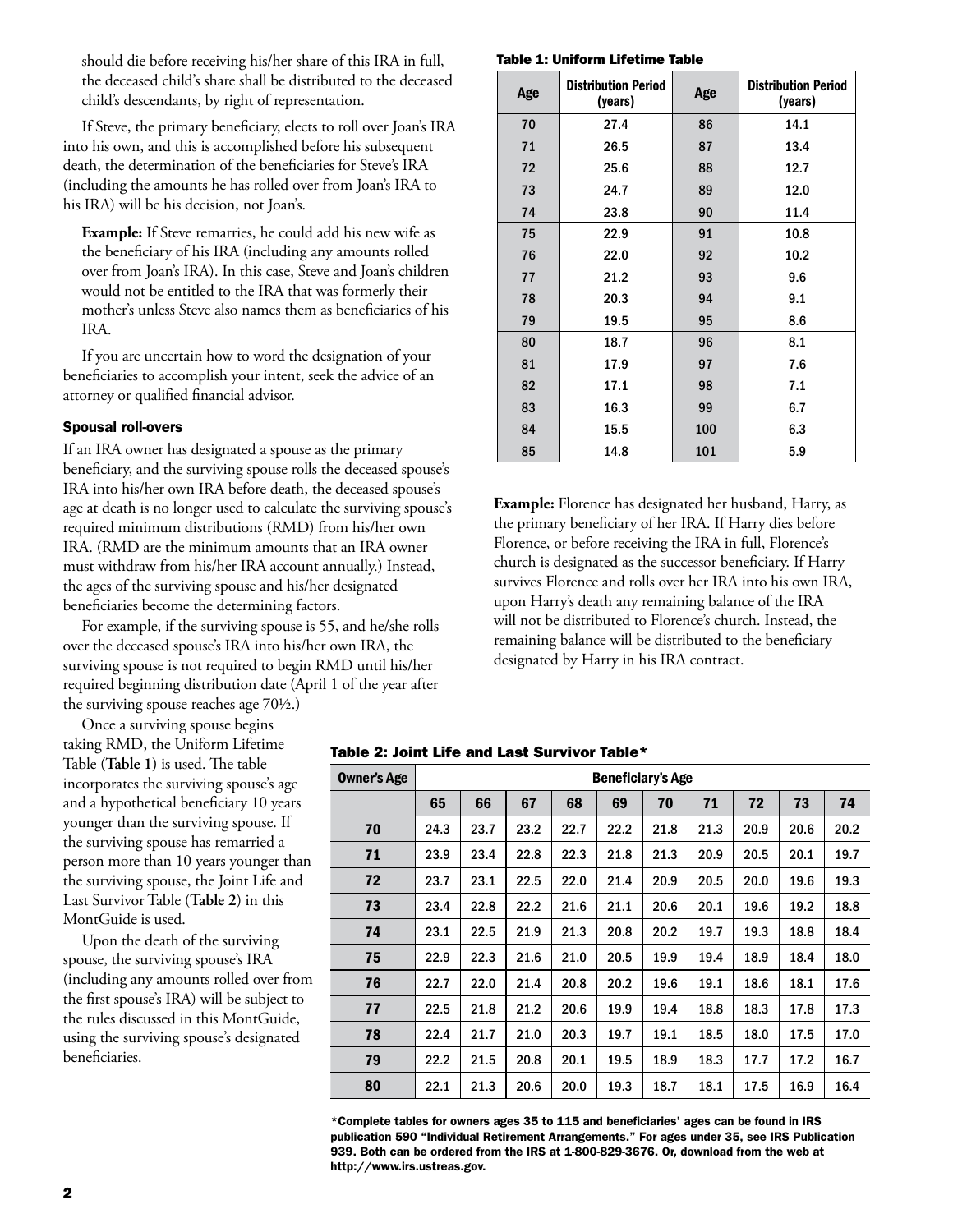should die before receiving his/her share of this IRA in full, the deceased child's share shall be distributed to the deceased child's descendants, by right of representation.

If Steve, the primary beneficiary, elects to roll over Joan's IRA into his own, and this is accomplished before his subsequent death, the determination of the beneficiaries for Steve's IRA (including the amounts he has rolled over from Joan's IRA to his IRA) will be his decision, not Joan's.

**Example:** If Steve remarries, he could add his new wife as the beneficiary of his IRA (including any amounts rolled over from Joan's IRA). In this case, Steve and Joan's children would not be entitled to the IRA that was formerly their mother's unless Steve also names them as beneficiaries of his IRA.

If you are uncertain how to word the designation of your beneficiaries to accomplish your intent, seek the advice of an attorney or qualified financial advisor.

### Spousal roll-overs

If an IRA owner has designated a spouse as the primary beneficiary, and the surviving spouse rolls the deceased spouse's IRA into his/her own IRA before death, the deceased spouse's age at death is no longer used to calculate the surviving spouse's required minimum distributions (RMD) from his/her own IRA. (RMD are the minimum amounts that an IRA owner must withdraw from his/her IRA account annually.) Instead, the ages of the surviving spouse and his/her designated beneficiaries become the determining factors.

For example, if the surviving spouse is 55, and he/she rolls over the deceased spouse's IRA into his/her own IRA, the surviving spouse is not required to begin RMD until his/her required beginning distribution date (April 1 of the year after the surviving spouse reaches age 70½.)

Once a surviving spouse begins taking RMD, the Uniform Lifetime Table (**Table 1**) is used. The table incorporates the surviving spouse's age and a hypothetical beneficiary 10 years younger than the surviving spouse. If the surviving spouse has remarried a person more than 10 years younger than the surviving spouse, the Joint Life and Last Survivor Table (**Table 2**) in this MontGuide is used.

Upon the death of the surviving spouse, the surviving spouse's IRA (including any amounts rolled over from the first spouse's IRA) will be subject to the rules discussed in this MontGuide, using the surviving spouse's designated beneficiaries.

**Table 1: Uniform Lifetime Table**

| Age | Distribution Period (years) | Age | Distribution Period (years) |
|---|---|---|---|
| 70 | 27.4 | 86 | 14.1 |
| 71 | 26.5 | 87 | 13.4 |
| 72 | 25.6 | 88 | 12.7 |
| 73 | 24.7 | 89 | 12.0 |
| 74 | 23.8 | 90 | 11.4 |
| 75 | 22.9 | 91 | 10.8 |
| 76 | 22.0 | 92 | 10.2 |
| 77 | 21.2 | 93 | 9.6 |
| 78 | 20.3 | 94 | 9.1 |
| 79 | 19.5 | 95 | 8.6 |
| 80 | 18.7 | 96 | 8.1 |
| 81 | 17.9 | 97 | 7.6 |
| 82 | 17.1 | 98 | 7.1 |
| 83 | 16.3 | 99 | 6.7 |
| 84 | 15.5 | 100 | 6.3 |
| 85 | 14.8 | 101 | 5.9 |

**Example:** Florence has designated her husband, Harry, as the primary beneficiary of her IRA. If Harry dies before Florence, or before receiving the IRA in full, Florence's church is designated as the successor beneficiary. If Harry survives Florence and rolls over her IRA into his own IRA, upon Harry's death any remaining balance of the IRA will not be distributed to Florence's church. Instead, the remaining balance will be distributed to the beneficiary designated by Harry in his IRA contract.

**Table 2: Joint Life and Last Survivor Table***

| Owner's Age | Beneficiary's Age | | | | | | | | | |
|---|---|---|---|---|---|---|---|---|---|---|
| | 65 | 66 | 67 | 68 | 69 | 70 | 71 | 72 | 73 | 74 |
| 70 | 24.3 | 23.7 | 23.2 | 22.7 | 22.2 | 21.8 | 21.3 | 20.9 | 20.6 | 20.2 |
| 71 | 23.9 | 23.4 | 22.8 | 22.3 | 21.8 | 21.3 | 20.9 | 20.5 | 20.1 | 19.7 |
| 72 | 23.7 | 23.1 | 22.5 | 22.0 | 21.4 | 20.9 | 20.5 | 20.0 | 19.6 | 19.3 |
| 73 | 23.4 | 22.8 | 22.2 | 21.6 | 21.1 | 20.6 | 20.1 | 19.6 | 19.2 | 18.8 |
| 74 | 23.1 | 22.5 | 21.9 | 21.3 | 20.8 | 20.2 | 19.7 | 19.3 | 18.8 | 18.4 |
| 75 | 22.9 | 22.3 | 21.6 | 21.0 | 20.5 | 19.9 | 19.4 | 18.9 | 18.4 | 18.0 |
| 76 | 22.7 | 22.0 | 21.4 | 20.8 | 20.2 | 19.6 | 19.1 | 18.6 | 18.1 | 17.6 |
| 77 | 22.5 | 21.8 | 21.2 | 20.6 | 19.9 | 19.4 | 18.8 | 18.3 | 17.8 | 17.3 |
| 78 | 22.4 | 21.7 | 21.0 | 20.3 | 19.7 | 19.1 | 18.5 | 18.0 | 17.5 | 17.0 |
| 79 | 22.2 | 21.5 | 20.8 | 20.1 | 19.5 | 18.9 | 18.3 | 17.7 | 17.2 | 16.7 |
| 80 | 22.1 | 21.3 | 20.6 | 20.0 | 19.3 | 18.7 | 18.1 | 17.5 | 16.9 | 16.4 |

*Complete tables for owners ages 35 to 115 and beneficiaries' ages can be found in IRS publication 590 "Individual Retirement Arrangements." For ages under 35, see IRS Publication 939. Both can be ordered from the IRS at 1-800-829-3676. Or, download from the web at http://www.irs.ustreas.gov.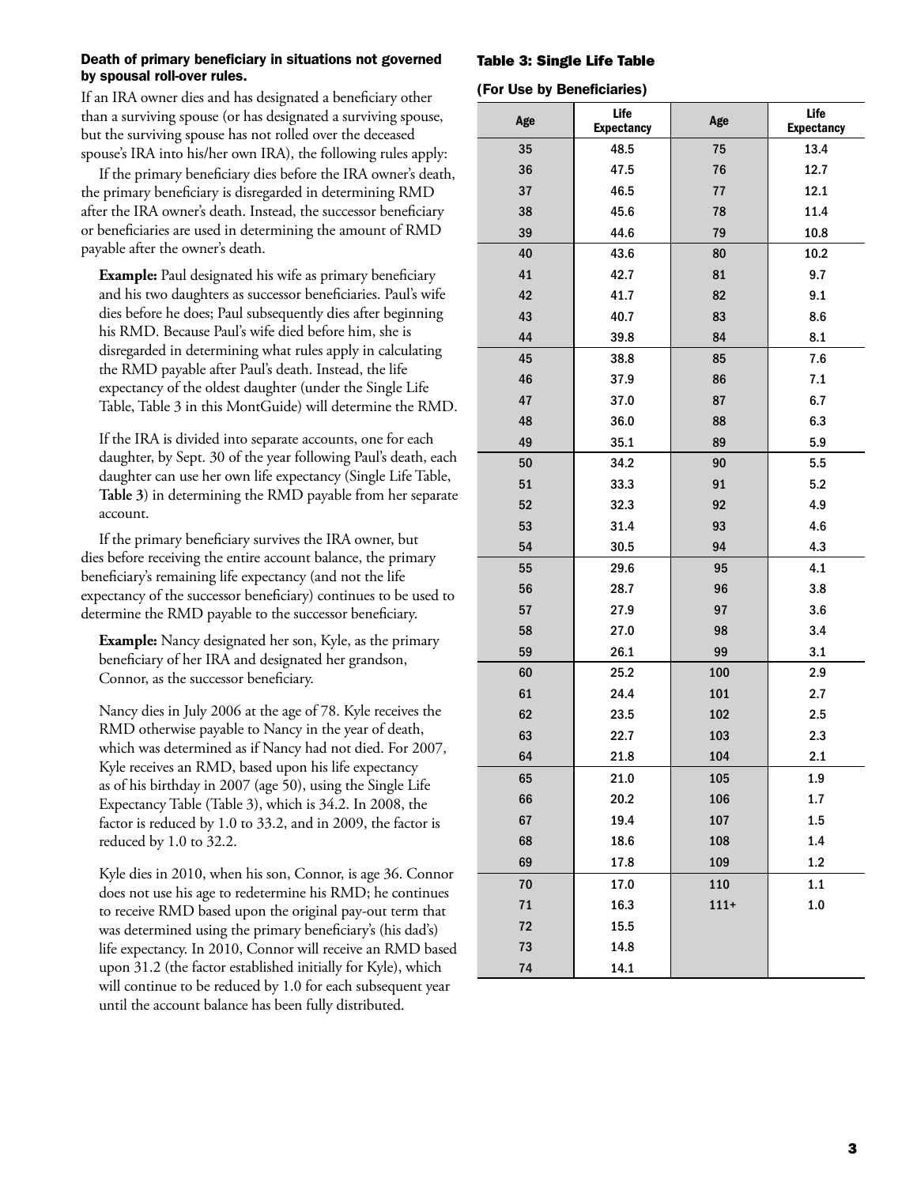### Death of primary beneficiary in situations not governed by spousal roll-over rules.

If an IRA owner dies and has designated a beneficiary other than a surviving spouse (or has designated a surviving spouse, but the surviving spouse has not rolled over the deceased spouse's IRA into his/her own IRA), the following rules apply:

If the primary beneficiary dies before the IRA owner's death, the primary beneficiary is disregarded in determining RMD after the IRA owner's death. Instead, the successor beneficiary or beneficiaries are used in determining the amount of RMD payable after the owner's death.

> **Example:** Paul designated his wife as primary beneficiary and his two daughters as successor beneficiaries. Paul's wife dies before he does; Paul subsequently dies after beginning his RMD. Because Paul's wife died before him, she is disregarded in determining what rules apply in calculating the RMD payable after Paul's death. Instead, the life expectancy of the oldest daughter (under the Single Life Table, Table 3 in this MontGuide) will determine the RMD.
>
> If the IRA is divided into separate accounts, one for each daughter, by Sept. 30 of the year following Paul's death, each daughter can use her own life expectancy (Single Life Table, **Table 3**) in determining the RMD payable from her separate account.

If the primary beneficiary survives the IRA owner, but dies before receiving the entire account balance, the primary beneficiary's remaining life expectancy (and not the life expectancy of the successor beneficiary) continues to be used to determine the RMD payable to the successor beneficiary.

> **Example:** Nancy designated her son, Kyle, as the primary beneficiary of her IRA and designated her grandson, Connor, as the successor beneficiary.
>
> Nancy dies in July 2006 at the age of 78. Kyle receives the RMD otherwise payable to Nancy in the year of death, which was determined as if Nancy had not died. For 2007, Kyle receives an RMD, based upon his life expectancy as of his birthday in 2007 (age 50), using the Single Life Expectancy Table (Table 3), which is 34.2. In 2008, the factor is reduced by 1.0 to 33.2, and in 2009, the factor is reduced by 1.0 to 32.2.
>
> Kyle dies in 2010, when his son, Connor, is age 36. Connor does not use his age to redetermine his RMD; he continues to receive RMD based upon the original pay-out term that was determined using the primary beneficiary's (his dad's) life expectancy. In 2010, Connor will receive an RMD based upon 31.2 (the factor established initially for Kyle), which will continue to be reduced by 1.0 for each subsequent year until the account balance has been fully distributed.

### Table 3: Single Life Table

**(For Use by Beneficiaries)**

| Age | Life Expectancy | Age | Life Expectancy |
|---|---|---|---|
| 35 | 48.5 | 75 | 13.4 |
| 36 | 47.5 | 76 | 12.7 |
| 37 | 46.5 | 77 | 12.1 |
| 38 | 45.6 | 78 | 11.4 |
| 39 | 44.6 | 79 | 10.8 |
| 40 | 43.6 | 80 | 10.2 |
| 41 | 42.7 | 81 | 9.7 |
| 42 | 41.7 | 82 | 9.1 |
| 43 | 40.7 | 83 | 8.6 |
| 44 | 39.8 | 84 | 8.1 |
| 45 | 38.8 | 85 | 7.6 |
| 46 | 37.9 | 86 | 7.1 |
| 47 | 37.0 | 87 | 6.7 |
| 48 | 36.0 | 88 | 6.3 |
| 49 | 35.1 | 89 | 5.9 |
| 50 | 34.2 | 90 | 5.5 |
| 51 | 33.3 | 91 | 5.2 |
| 52 | 32.3 | 92 | 4.9 |
| 53 | 31.4 | 93 | 4.6 |
| 54 | 30.5 | 94 | 4.3 |
| 55 | 29.6 | 95 | 4.1 |
| 56 | 28.7 | 96 | 3.8 |
| 57 | 27.9 | 97 | 3.6 |
| 58 | 27.0 | 98 | 3.4 |
| 59 | 26.1 | 99 | 3.1 |
| 60 | 25.2 | 100 | 2.9 |
| 61 | 24.4 | 101 | 2.7 |
| 62 | 23.5 | 102 | 2.5 |
| 63 | 22.7 | 103 | 2.3 |
| 64 | 21.8 | 104 | 2.1 |
| 65 | 21.0 | 105 | 1.9 |
| 66 | 20.2 | 106 | 1.7 |
| 67 | 19.4 | 107 | 1.5 |
| 68 | 18.6 | 108 | 1.4 |
| 69 | 17.8 | 109 | 1.2 |
| 70 | 17.0 | 110 | 1.1 |
| 71 | 16.3 | 111+ | 1.0 |
| 72 | 15.5 | | |
| 73 | 14.8 | | |
| 74 | 14.1 | | |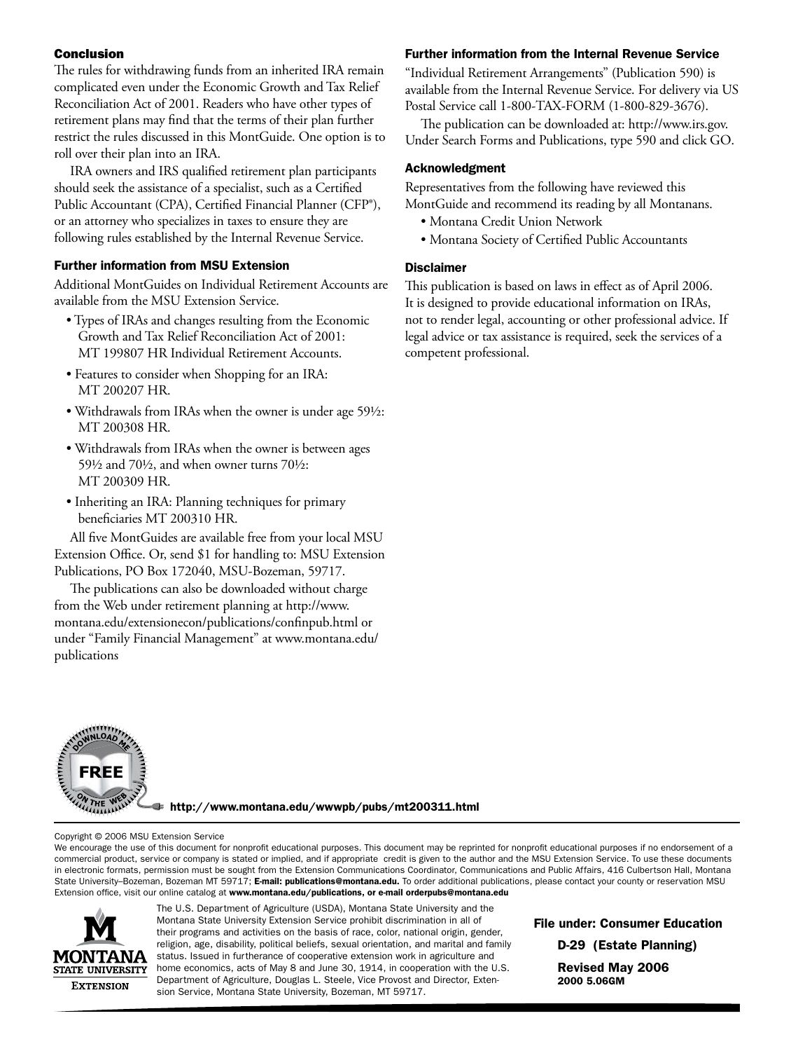### Conclusion

The rules for withdrawing funds from an inherited IRA remain complicated even under the Economic Growth and Tax Relief Reconciliation Act of 2001. Readers who have other types of retirement plans may find that the terms of their plan further restrict the rules discussed in this MontGuide. One option is to roll over their plan into an IRA.

IRA owners and IRS qualified retirement plan participants should seek the assistance of a specialist, such as a Certified Public Accountant (CPA), Certified Financial Planner (CFP®), or an attorney who specializes in taxes to ensure they are following rules established by the Internal Revenue Service.

### Further information from MSU Extension

Additional MontGuides on Individual Retirement Accounts are available from the MSU Extension Service.

- Types of IRAs and changes resulting from the Economic Growth and Tax Relief Reconciliation Act of 2001: MT 199807 HR Individual Retirement Accounts.
- Features to consider when Shopping for an IRA: MT 200207 HR.
- Withdrawals from IRAs when the owner is under age 59½: MT 200308 HR.
- Withdrawals from IRAs when the owner is between ages 59½ and 70½, and when owner turns 70½: MT 200309 HR.
- Inheriting an IRA: Planning techniques for primary beneficiaries MT 200310 HR.

All five MontGuides are available free from your local MSU Extension Office. Or, send $1 for handling to: MSU Extension Publications, PO Box 172040, MSU-Bozeman, 59717.

The publications can also be downloaded without charge from the Web under retirement planning at http://www.montana.edu/extensionecon/publications/confinpub.html or under "Family Financial Management" at www.montana.edu/publications

### Further information from the Internal Revenue Service

"Individual Retirement Arrangements" (Publication 590) is available from the Internal Revenue Service. For delivery via US Postal Service call 1-800-TAX-FORM (1-800-829-3676).

The publication can be downloaded at: http://www.irs.gov. Under Search Forms and Publications, type 590 and click GO.

### Acknowledgment

Representatives from the following have reviewed this MontGuide and recommend its reading by all Montanans.

- Montana Credit Union Network
- Montana Society of Certified Public Accountants

### Disclaimer

This publication is based on laws in effect as of April 2006. It is designed to provide educational information on IRAs, not to render legal, accounting or other professional advice. If legal advice or tax assistance is required, seek the services of a competent professional.

DOWNLOAD ME FREE ON THE WEB

**http://www.montana.edu/wwwpb/pubs/mt200311.html**

Copyright © 2006 MSU Extension Service

We encourage the use of this document for nonprofit educational purposes. This document may be reprinted for nonprofit educational purposes if no endorsement of a commercial product, service or company is stated or implied, and if appropriate credit is given to the author and the MSU Extension Service. To use these documents in electronic formats, permission must be sought from the Extension Communications Coordinator, Communications and Public Affairs, 416 Culbertson Hall, Montana State University–Bozeman, Bozeman MT 59717; **E-mail: publications@montana.edu.** To order additional publications, please contact your county or reservation MSU Extension office, visit our online catalog at **www.montana.edu/publications, or e-mail orderpubs@montana.edu**

MONTANA STATE UNIVERSITY EXTENSION

The U.S. Department of Agriculture (USDA), Montana State University and the Montana State University Extension Service prohibit discrimination in all of their programs and activities on the basis of race, color, national origin, gender, religion, age, disability, political beliefs, sexual orientation, and marital and family status. Issued in furtherance of cooperative extension work in agriculture and home economics, acts of May 8 and June 30, 1914, in cooperation with the U.S. Department of Agriculture, Douglas L. Steele, Vice Provost and Director, Extension Service, Montana State University, Bozeman, MT 59717.

**File under: Consumer Education**

**D-29 (Estate Planning)**

**Revised May 2006**

**2000 5.06GM**